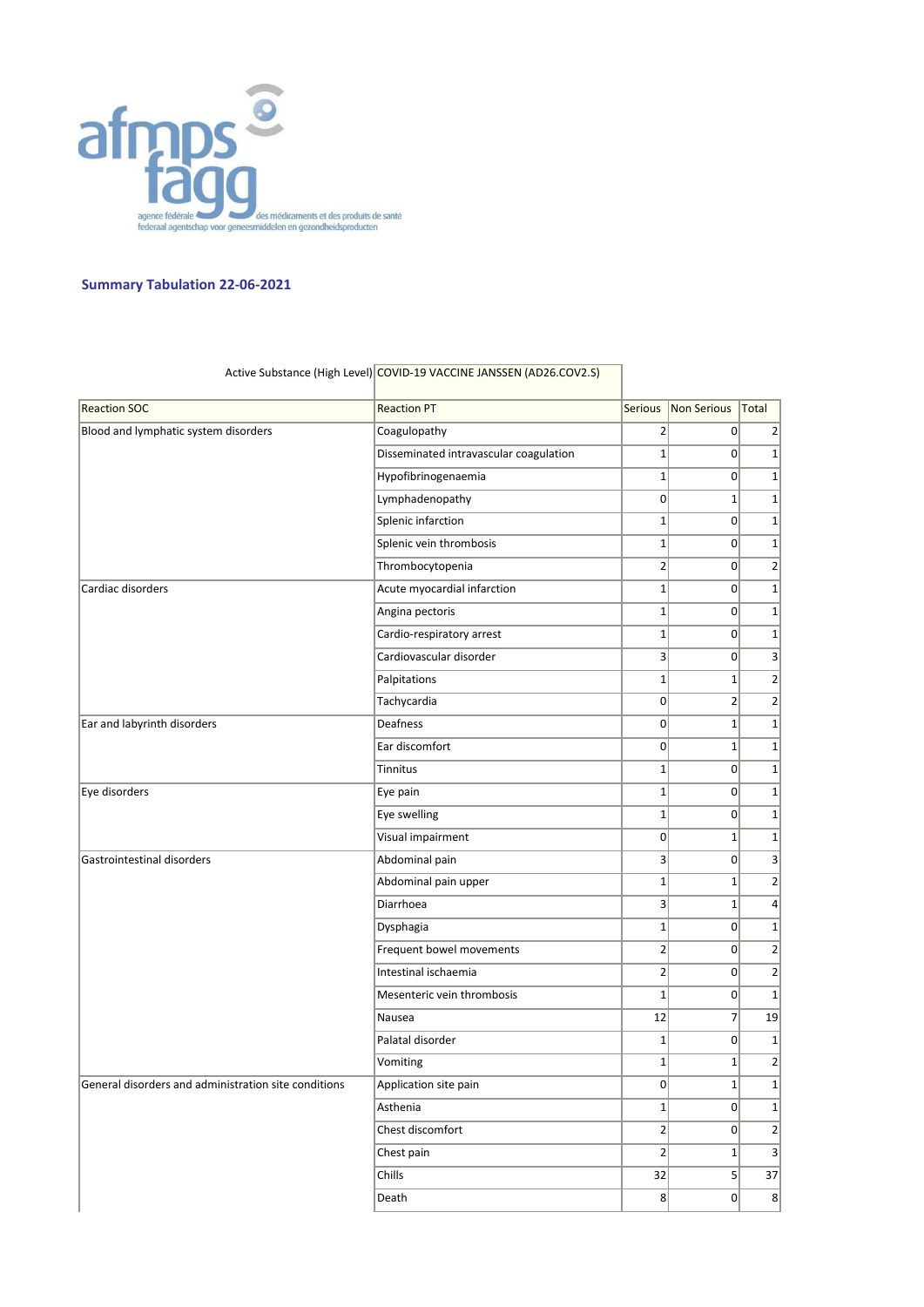afmps fagg

agence fédérale des médicaments et des produits de santé
federaal agentschap voor geneesmiddelen en gezondheidsproducten

## Summary Tabulation 22-06-2021

Active Substance (High Level): COVID-19 VACCINE JANSSEN (AD26.COV2.S)

| Reaction SOC | Reaction PT | Serious | Non Serious | Total |
|---|---|---|---|---|
| Blood and lymphatic system disorders | Coagulopathy | 2 | 0 | 2 |
| | Disseminated intravascular coagulation | 1 | 0 | 1 |
| | Hypofibrinogenaemia | 1 | 0 | 1 |
| | Lymphadenopathy | 0 | 1 | 1 |
| | Splenic infarction | 1 | 0 | 1 |
| | Splenic vein thrombosis | 1 | 0 | 1 |
| | Thrombocytopenia | 2 | 0 | 2 |
| Cardiac disorders | Acute myocardial infarction | 1 | 0 | 1 |
| | Angina pectoris | 1 | 0 | 1 |
| | Cardio-respiratory arrest | 1 | 0 | 1 |
| | Cardiovascular disorder | 3 | 0 | 3 |
| | Palpitations | 1 | 1 | 2 |
| | Tachycardia | 0 | 2 | 2 |
| Ear and labyrinth disorders | Deafness | 0 | 1 | 1 |
| | Ear discomfort | 0 | 1 | 1 |
| | Tinnitus | 1 | 0 | 1 |
| Eye disorders | Eye pain | 1 | 0 | 1 |
| | Eye swelling | 1 | 0 | 1 |
| | Visual impairment | 0 | 1 | 1 |
| Gastrointestinal disorders | Abdominal pain | 3 | 0 | 3 |
| | Abdominal pain upper | 1 | 1 | 2 |
| | Diarrhoea | 3 | 1 | 4 |
| | Dysphagia | 1 | 0 | 1 |
| | Frequent bowel movements | 2 | 0 | 2 |
| | Intestinal ischaemia | 2 | 0 | 2 |
| | Mesenteric vein thrombosis | 1 | 0 | 1 |
| | Nausea | 12 | 7 | 19 |
| | Palatal disorder | 1 | 0 | 1 |
| | Vomiting | 1 | 1 | 2 |
| General disorders and administration site conditions | Application site pain | 0 | 1 | 1 |
| | Asthenia | 1 | 0 | 1 |
| | Chest discomfort | 2 | 0 | 2 |
| | Chest pain | 2 | 1 | 3 |
| | Chills | 32 | 5 | 37 |
| | Death | 8 | 0 | 8 |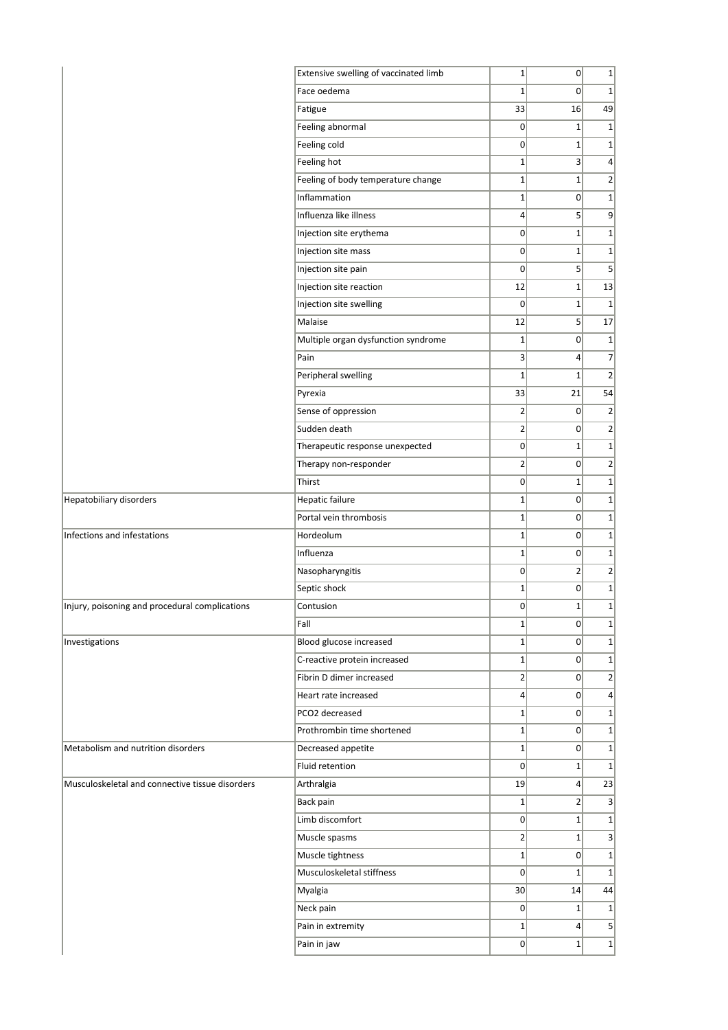| | | | | |
|---|---|---|---|---|
| | Extensive swelling of vaccinated limb | 1 | 0 | 1 |
| | Face oedema | 1 | 0 | 1 |
| | Fatigue | 33 | 16 | 49 |
| | Feeling abnormal | 0 | 1 | 1 |
| | Feeling cold | 0 | 1 | 1 |
| | Feeling hot | 1 | 3 | 4 |
| | Feeling of body temperature change | 1 | 1 | 2 |
| | Inflammation | 1 | 0 | 1 |
| | Influenza like illness | 4 | 5 | 9 |
| | Injection site erythema | 0 | 1 | 1 |
| | Injection site mass | 0 | 1 | 1 |
| | Injection site pain | 0 | 5 | 5 |
| | Injection site reaction | 12 | 1 | 13 |
| | Injection site swelling | 0 | 1 | 1 |
| | Malaise | 12 | 5 | 17 |
| | Multiple organ dysfunction syndrome | 1 | 0 | 1 |
| | Pain | 3 | 4 | 7 |
| | Peripheral swelling | 1 | 1 | 2 |
| | Pyrexia | 33 | 21 | 54 |
| | Sense of oppression | 2 | 0 | 2 |
| | Sudden death | 2 | 0 | 2 |
| | Therapeutic response unexpected | 0 | 1 | 1 |
| | Therapy non-responder | 2 | 0 | 2 |
| | Thirst | 0 | 1 | 1 |
| Hepatobiliary disorders | Hepatic failure | 1 | 0 | 1 |
| | Portal vein thrombosis | 1 | 0 | 1 |
| Infections and infestations | Hordeolum | 1 | 0 | 1 |
| | Influenza | 1 | 0 | 1 |
| | Nasopharyngitis | 0 | 2 | 2 |
| | Septic shock | 1 | 0 | 1 |
| Injury, poisoning and procedural complications | Contusion | 0 | 1 | 1 |
| | Fall | 1 | 0 | 1 |
| Investigations | Blood glucose increased | 1 | 0 | 1 |
| | C-reactive protein increased | 1 | 0 | 1 |
| | Fibrin D dimer increased | 2 | 0 | 2 |
| | Heart rate increased | 4 | 0 | 4 |
| | PCO2 decreased | 1 | 0 | 1 |
| | Prothrombin time shortened | 1 | 0 | 1 |
| Metabolism and nutrition disorders | Decreased appetite | 1 | 0 | 1 |
| | Fluid retention | 0 | 1 | 1 |
| Musculoskeletal and connective tissue disorders | Arthralgia | 19 | 4 | 23 |
| | Back pain | 1 | 2 | 3 |
| | Limb discomfort | 0 | 1 | 1 |
| | Muscle spasms | 2 | 1 | 3 |
| | Muscle tightness | 1 | 0 | 1 |
| | Musculoskeletal stiffness | 0 | 1 | 1 |
| | Myalgia | 30 | 14 | 44 |
| | Neck pain | 0 | 1 | 1 |
| | Pain in extremity | 1 | 4 | 5 |
| | Pain in jaw | 0 | 1 | 1 |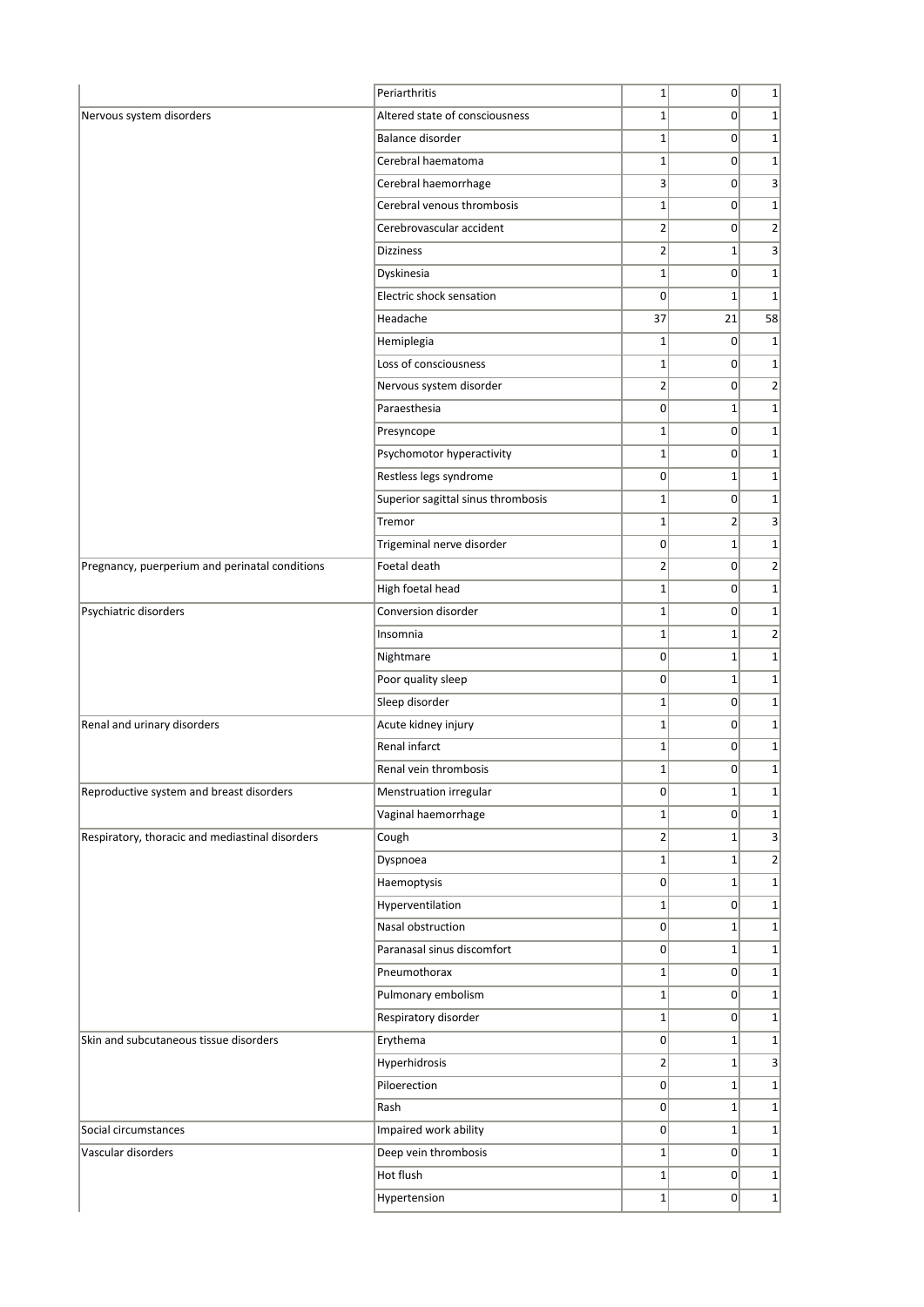| | | | | |
|---|---|---|---|---|
| | Periarthritis | 1 | 0 | 1 |
| Nervous system disorders | Altered state of consciousness | 1 | 0 | 1 |
| | Balance disorder | 1 | 0 | 1 |
| | Cerebral haematoma | 1 | 0 | 1 |
| | Cerebral haemorrhage | 3 | 0 | 3 |
| | Cerebral venous thrombosis | 1 | 0 | 1 |
| | Cerebrovascular accident | 2 | 0 | 2 |
| | Dizziness | 2 | 1 | 3 |
| | Dyskinesia | 1 | 0 | 1 |
| | Electric shock sensation | 0 | 1 | 1 |
| | Headache | 37 | 21 | 58 |
| | Hemiplegia | 1 | 0 | 1 |
| | Loss of consciousness | 1 | 0 | 1 |
| | Nervous system disorder | 2 | 0 | 2 |
| | Paraesthesia | 0 | 1 | 1 |
| | Presyncope | 1 | 0 | 1 |
| | Psychomotor hyperactivity | 1 | 0 | 1 |
| | Restless legs syndrome | 0 | 1 | 1 |
| | Superior sagittal sinus thrombosis | 1 | 0 | 1 |
| | Tremor | 1 | 2 | 3 |
| | Trigeminal nerve disorder | 0 | 1 | 1 |
| Pregnancy, puerperium and perinatal conditions | Foetal death | 2 | 0 | 2 |
| | High foetal head | 1 | 0 | 1 |
| Psychiatric disorders | Conversion disorder | 1 | 0 | 1 |
| | Insomnia | 1 | 1 | 2 |
| | Nightmare | 0 | 1 | 1 |
| | Poor quality sleep | 0 | 1 | 1 |
| | Sleep disorder | 1 | 0 | 1 |
| Renal and urinary disorders | Acute kidney injury | 1 | 0 | 1 |
| | Renal infarct | 1 | 0 | 1 |
| | Renal vein thrombosis | 1 | 0 | 1 |
| Reproductive system and breast disorders | Menstruation irregular | 0 | 1 | 1 |
| | Vaginal haemorrhage | 1 | 0 | 1 |
| Respiratory, thoracic and mediastinal disorders | Cough | 2 | 1 | 3 |
| | Dyspnoea | 1 | 1 | 2 |
| | Haemoptysis | 0 | 1 | 1 |
| | Hyperventilation | 1 | 0 | 1 |
| | Nasal obstruction | 0 | 1 | 1 |
| | Paranasal sinus discomfort | 0 | 1 | 1 |
| | Pneumothorax | 1 | 0 | 1 |
| | Pulmonary embolism | 1 | 0 | 1 |
| | Respiratory disorder | 1 | 0 | 1 |
| Skin and subcutaneous tissue disorders | Erythema | 0 | 1 | 1 |
| | Hyperhidrosis | 2 | 1 | 3 |
| | Piloerection | 0 | 1 | 1 |
| | Rash | 0 | 1 | 1 |
| Social circumstances | Impaired work ability | 0 | 1 | 1 |
| Vascular disorders | Deep vein thrombosis | 1 | 0 | 1 |
| | Hot flush | 1 | 0 | 1 |
| | Hypertension | 1 | 0 | 1 |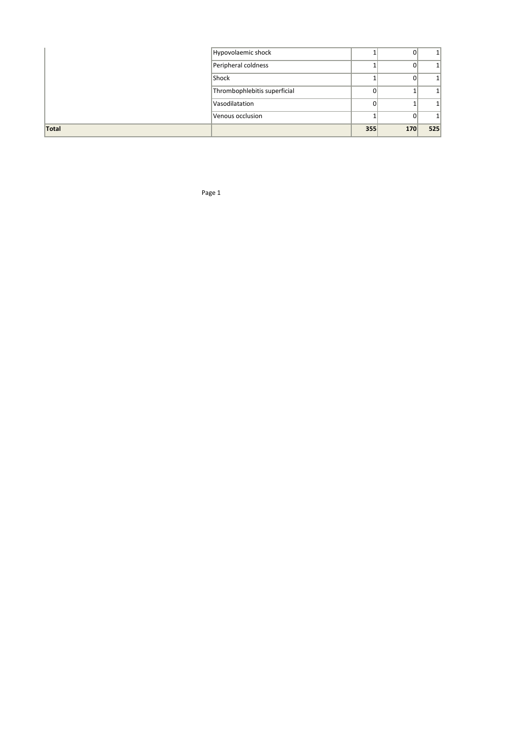| | | | | |
|---|---|---|---|---|
| | Hypovolaemic shock | 1 | 0 | 1 |
| | Peripheral coldness | 1 | 0 | 1 |
| | Shock | 1 | 0 | 1 |
| | Thrombophlebitis superficial | 0 | 1 | 1 |
| | Vasodilatation | 0 | 1 | 1 |
| | Venous occlusion | 1 | 0 | 1 |
| **Total** | | **355** | **170** | **525** |